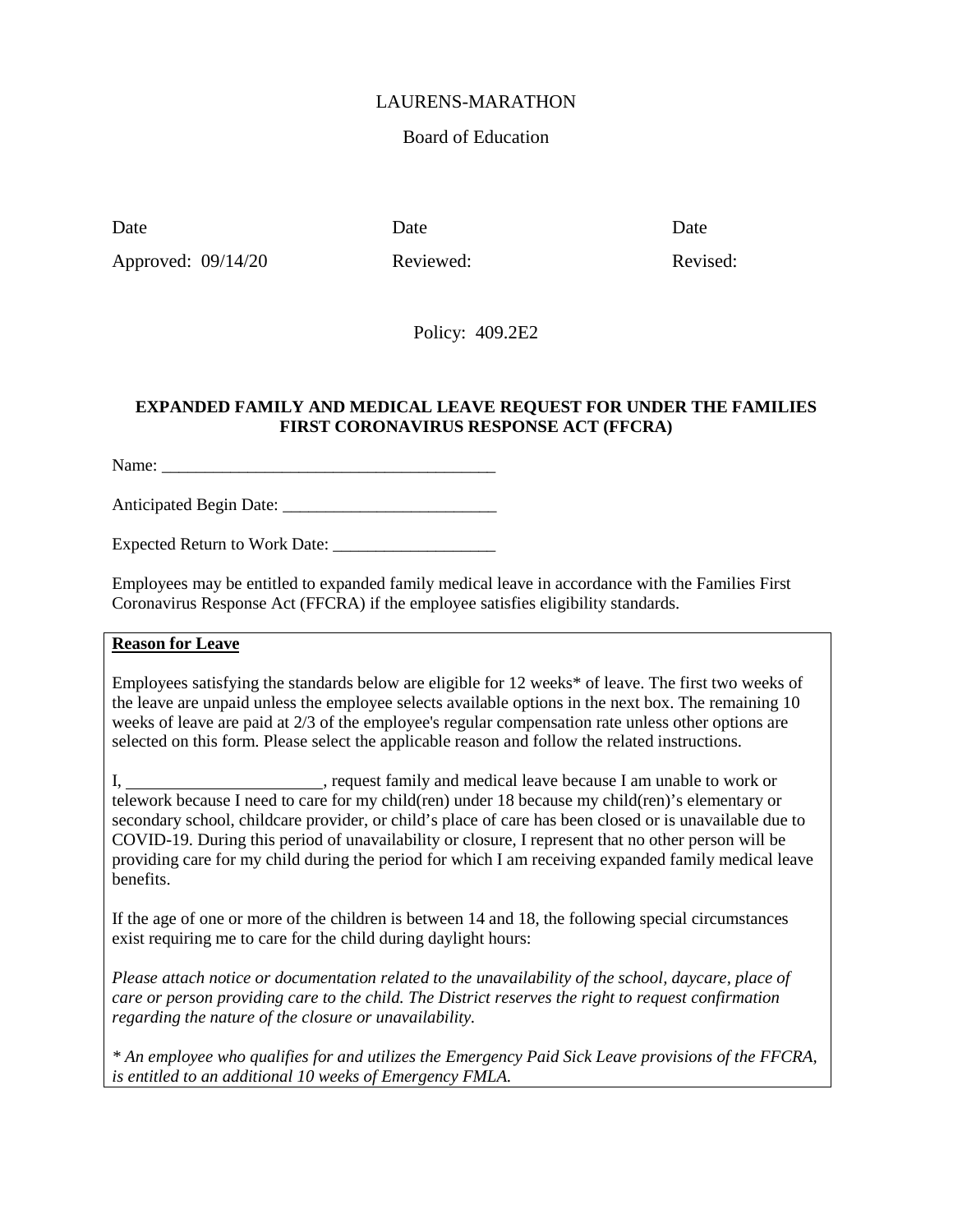LAURENS-MARATHON

Board of Education

| Date | Date | Date |
| --- | --- | --- |
| Approved: 09/14/20 | Reviewed: | Revised: |

Policy: 409.2E2

**EXPANDED FAMILY AND MEDICAL LEAVE REQUEST FOR UNDER THE FAMILIES FIRST CORONAVIRUS RESPONSE ACT (FFCRA)**

Name: ________________________________________

Anticipated Begin Date: _________________________

Expected Return to Work Date: ___________________

Employees may be entitled to expanded family medical leave in accordance with the Families First Coronavirus Response Act (FFCRA) if the employee satisfies eligibility standards.

**<u>Reason for Leave</u>**

Employees satisfying the standards below are eligible for 12 weeks* of leave. The first two weeks of the leave are unpaid unless the employee selects available options in the next box. The remaining 10 weeks of leave are paid at 2/3 of the employee's regular compensation rate unless other options are selected on this form. Please select the applicable reason and follow the related instructions.

I, _______________________, request family and medical leave because I am unable to work or telework because I need to care for my child(ren) under 18 because my child(ren)'s elementary or secondary school, childcare provider, or child's place of care has been closed or is unavailable due to COVID-19. During this period of unavailability or closure, I represent that no other person will be providing care for my child during the period for which I am receiving expanded family medical leave benefits.

If the age of one or more of the children is between 14 and 18, the following special circumstances exist requiring me to care for the child during daylight hours:

*Please attach notice or documentation related to the unavailability of the school, daycare, place of care or person providing care to the child. The District reserves the right to request confirmation regarding the nature of the closure or unavailability.*

*\* An employee who qualifies for and utilizes the Emergency Paid Sick Leave provisions of the FFCRA, is entitled to an additional 10 weeks of Emergency FMLA.*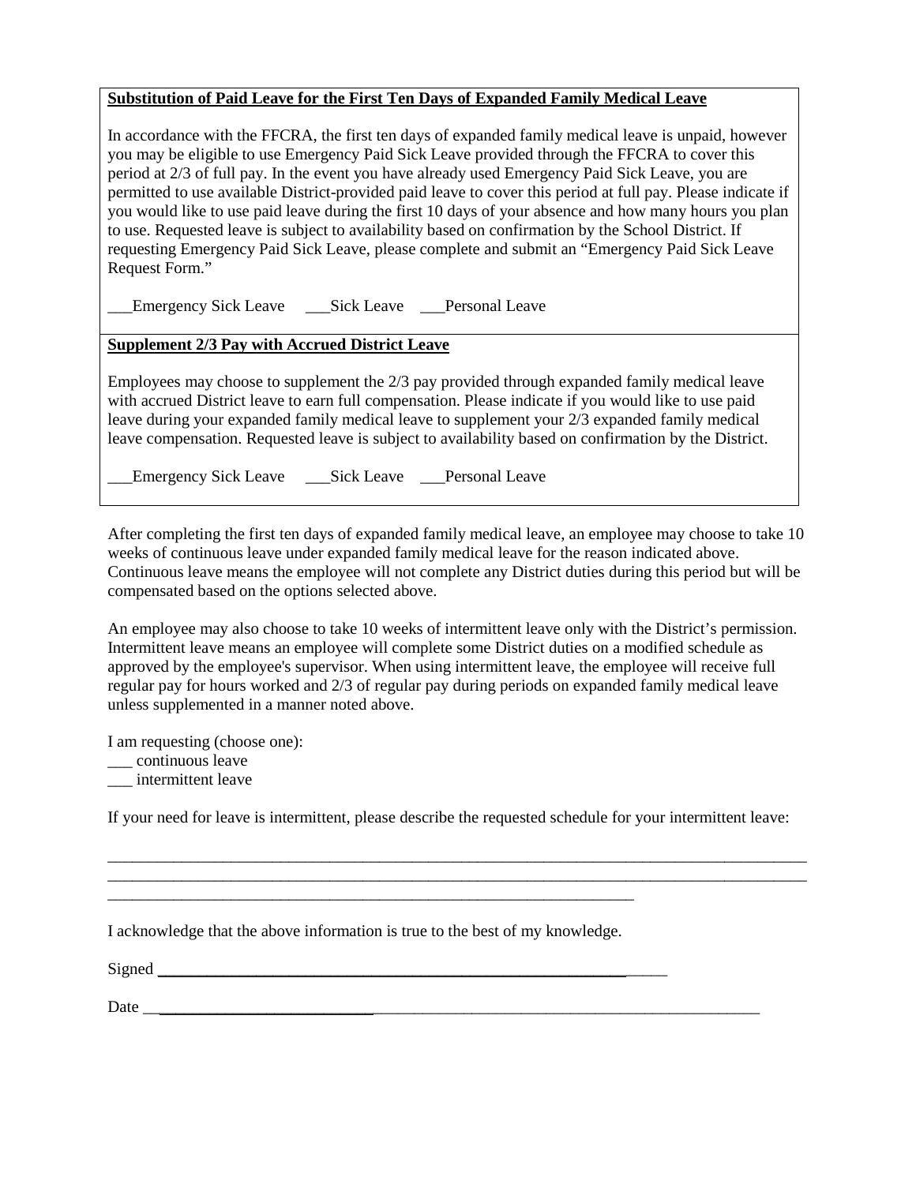**Substitution of Paid Leave for the First Ten Days of Expanded Family Medical Leave**

In accordance with the FFCRA, the first ten days of expanded family medical leave is unpaid, however you may be eligible to use Emergency Paid Sick Leave provided through the FFCRA to cover this period at 2/3 of full pay. In the event you have already used Emergency Paid Sick Leave, you are permitted to use available District-provided paid leave to cover this period at full pay. Please indicate if you would like to use paid leave during the first 10 days of your absence and how many hours you plan to use. Requested leave is subject to availability based on confirmation by the School District. If requesting Emergency Paid Sick Leave, please complete and submit an "Emergency Paid Sick Leave Request Form."

___Emergency Sick Leave ___Sick Leave ___Personal Leave

**Supplement 2/3 Pay with Accrued District Leave**

Employees may choose to supplement the 2/3 pay provided through expanded family medical leave with accrued District leave to earn full compensation. Please indicate if you would like to use paid leave during your expanded family medical leave to supplement your 2/3 expanded family medical leave compensation. Requested leave is subject to availability based on confirmation by the District.

___Emergency Sick Leave ___Sick Leave ___Personal Leave

After completing the first ten days of expanded family medical leave, an employee may choose to take 10 weeks of continuous leave under expanded family medical leave for the reason indicated above. Continuous leave means the employee will not complete any District duties during this period but will be compensated based on the options selected above.

An employee may also choose to take 10 weeks of intermittent leave only with the District's permission. Intermittent leave means an employee will complete some District duties on a modified schedule as approved by the employee's supervisor. When using intermittent leave, the employee will receive full regular pay for hours worked and 2/3 of regular pay during periods on expanded family medical leave unless supplemented in a manner noted above.

I am requesting (choose one):
___ continuous leave
___ intermittent leave

If your need for leave is intermittent, please describe the requested schedule for your intermittent leave:

__________________________________________________________________________________
__________________________________________________________________________________
_______________________________________________________________

I acknowledge that the above information is true to the best of my knowledge.

Signed ________________________________________________________________

Date __________________________________________________________________________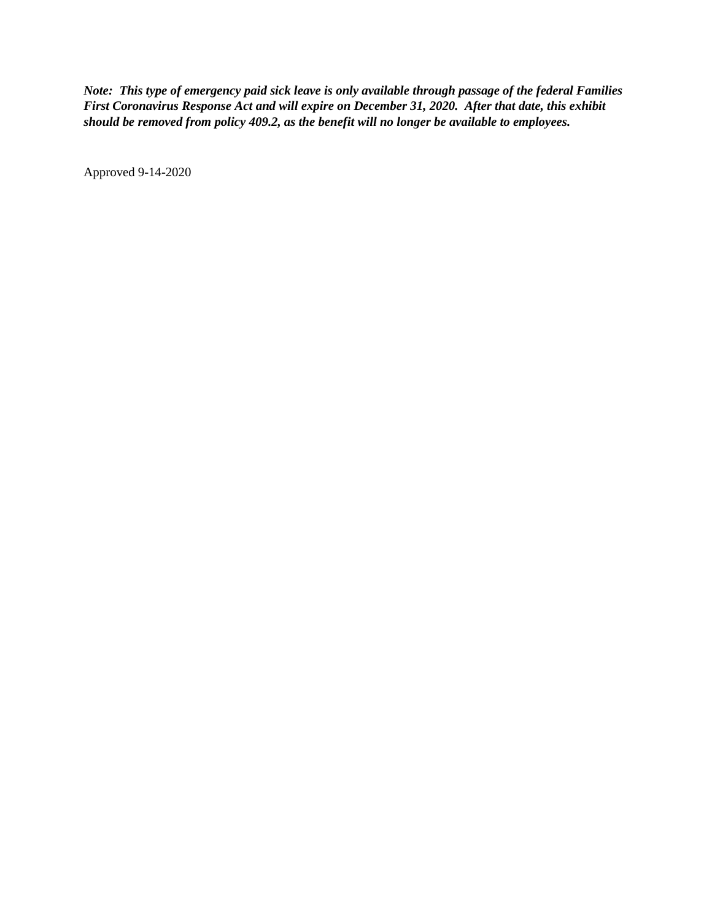***Note: This type of emergency paid sick leave is only available through passage of the federal Families First Coronavirus Response Act and will expire on December 31, 2020. After that date, this exhibit should be removed from policy 409.2, as the benefit will no longer be available to employees.***

Approved 9-14-2020